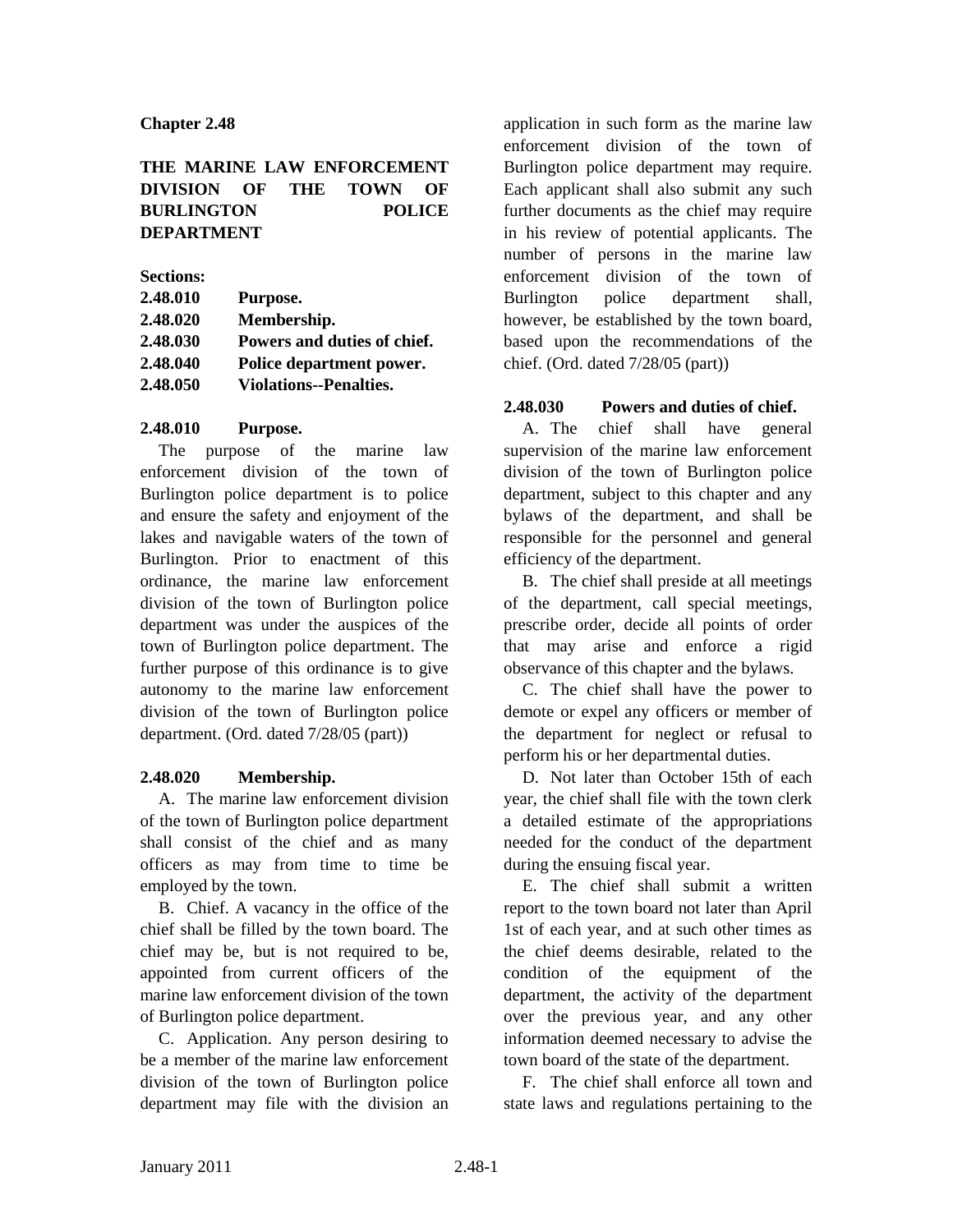# Chapter 2.48

## THE MARINE LAW ENFORCEMENT DIVISION OF THE TOWN OF BURLINGTON POLICE DEPARTMENT

**Sections:**

| | |
|---|---|
| **2.48.010** | **Purpose.** |
| **2.48.020** | **Membership.** |
| **2.48.030** | **Powers and duties of chief.** |
| **2.48.040** | **Police department power.** |
| **2.48.050** | **Violations--Penalties.** |

### 2.48.010 Purpose.

The purpose of the marine law enforcement division of the town of Burlington police department is to police and ensure the safety and enjoyment of the lakes and navigable waters of the town of Burlington. Prior to enactment of this ordinance, the marine law enforcement division of the town of Burlington police department was under the auspices of the town of Burlington police department. The further purpose of this ordinance is to give autonomy to the marine law enforcement division of the town of Burlington police department. (Ord. dated 7/28/05 (part))

### 2.48.020 Membership.

A. The marine law enforcement division of the town of Burlington police department shall consist of the chief and as many officers as may from time to time be employed by the town.

B. Chief. A vacancy in the office of the chief shall be filled by the town board. The chief may be, but is not required to be, appointed from current officers of the marine law enforcement division of the town of Burlington police department.

C. Application. Any person desiring to be a member of the marine law enforcement division of the town of Burlington police department may file with the division an application in such form as the marine law enforcement division of the town of Burlington police department may require. Each applicant shall also submit any such further documents as the chief may require in his review of potential applicants. The number of persons in the marine law enforcement division of the town of Burlington police department shall, however, be established by the town board, based upon the recommendations of the chief. (Ord. dated 7/28/05 (part))

### 2.48.030 Powers and duties of chief.

A. The chief shall have general supervision of the marine law enforcement division of the town of Burlington police department, subject to this chapter and any bylaws of the department, and shall be responsible for the personnel and general efficiency of the department.

B. The chief shall preside at all meetings of the department, call special meetings, prescribe order, decide all points of order that may arise and enforce a rigid observance of this chapter and the bylaws.

C. The chief shall have the power to demote or expel any officers or member of the department for neglect or refusal to perform his or her departmental duties.

D. Not later than October 15th of each year, the chief shall file with the town clerk a detailed estimate of the appropriations needed for the conduct of the department during the ensuing fiscal year.

E. The chief shall submit a written report to the town board not later than April 1st of each year, and at such other times as the chief deems desirable, related to the condition of the equipment of the department, the activity of the department over the previous year, and any other information deemed necessary to advise the town board of the state of the department.

F. The chief shall enforce all town and state laws and regulations pertaining to the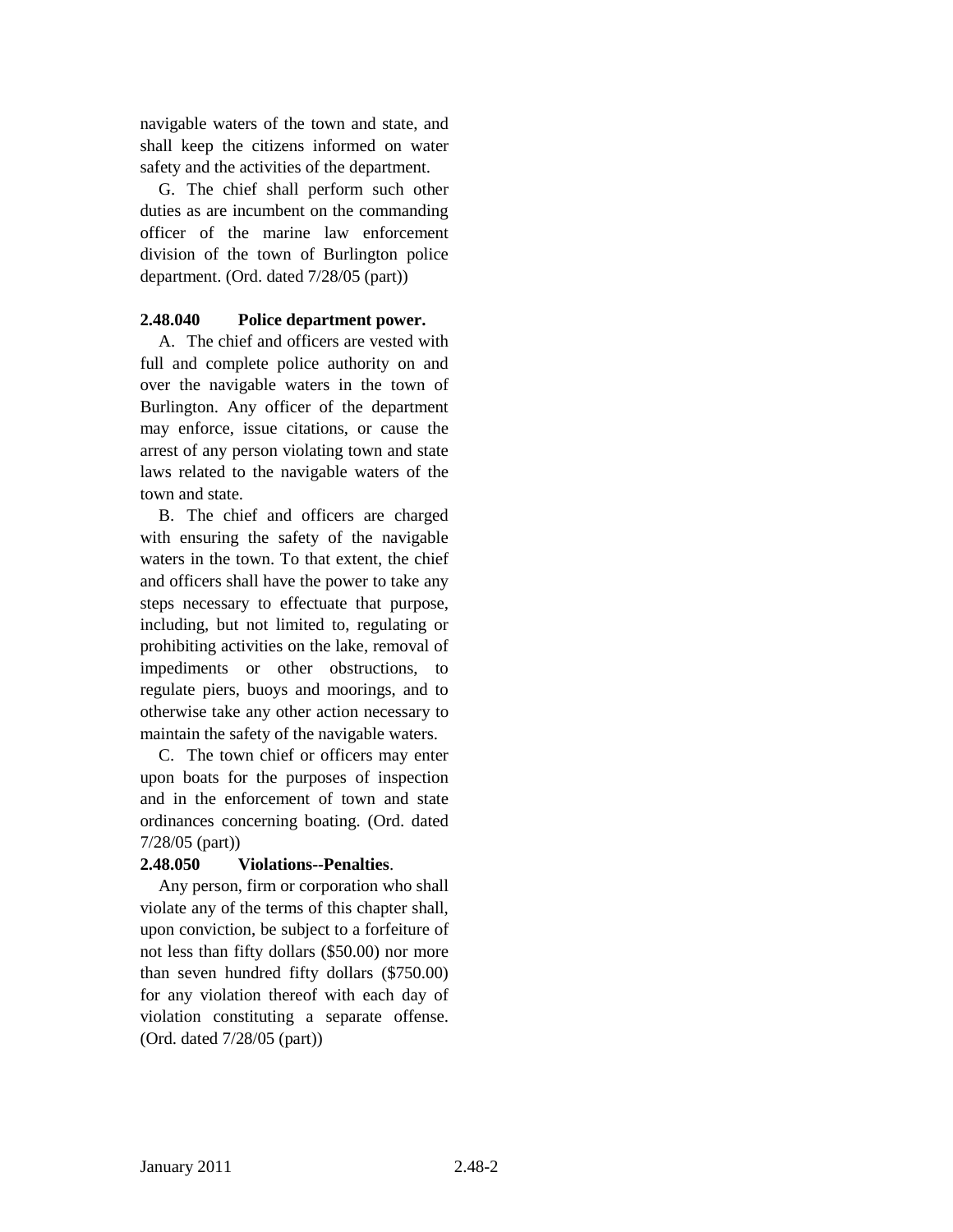navigable waters of the town and state, and shall keep the citizens informed on water safety and the activities of the department.

G. The chief shall perform such other duties as are incumbent on the commanding officer of the marine law enforcement division of the town of Burlington police department. (Ord. dated 7/28/05 (part))

**2.48.040 Police department power.**

A. The chief and officers are vested with full and complete police authority on and over the navigable waters in the town of Burlington. Any officer of the department may enforce, issue citations, or cause the arrest of any person violating town and state laws related to the navigable waters of the town and state.

B. The chief and officers are charged with ensuring the safety of the navigable waters in the town. To that extent, the chief and officers shall have the power to take any steps necessary to effectuate that purpose, including, but not limited to, regulating or prohibiting activities on the lake, removal of impediments or other obstructions, to regulate piers, buoys and moorings, and to otherwise take any other action necessary to maintain the safety of the navigable waters.

C. The town chief or officers may enter upon boats for the purposes of inspection and in the enforcement of town and state ordinances concerning boating. (Ord. dated 7/28/05 (part))

**2.48.050 Violations--Penalties**.

Any person, firm or corporation who shall violate any of the terms of this chapter shall, upon conviction, be subject to a forfeiture of not less than fifty dollars ($50.00) nor more than seven hundred fifty dollars ($750.00) for any violation thereof with each day of violation constituting a separate offense. (Ord. dated 7/28/05 (part))